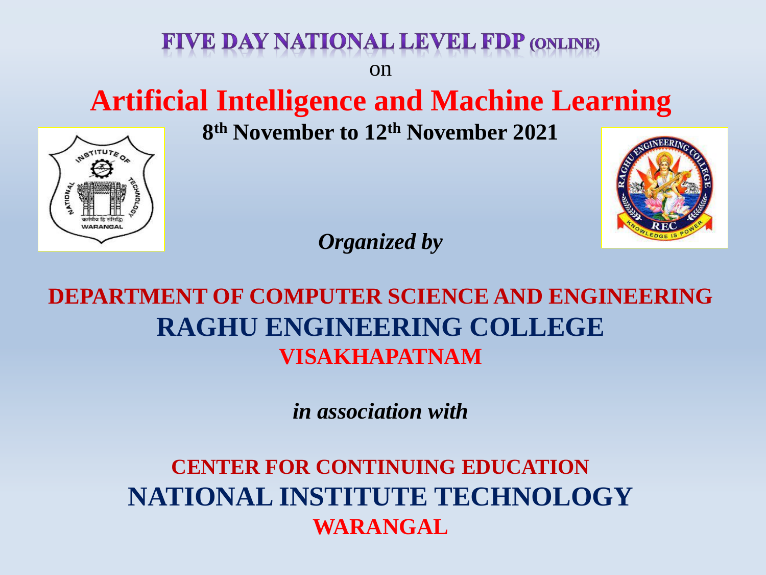# FIVE DAY NATIONAL LEVEL FDP (ONLINE)

on

# Artificial Intelligence and Machine Learning

**8th November to 12th November 2021**

***Organized by***

## DEPARTMENT OF COMPUTER SCIENCE AND ENGINEERING

## RAGHU ENGINEERING COLLEGE

## VISAKHAPATNAM

***in association with***

## CENTER FOR CONTINUING EDUCATION

## NATIONAL INSTITUTE TECHNOLOGY

## WARANGAL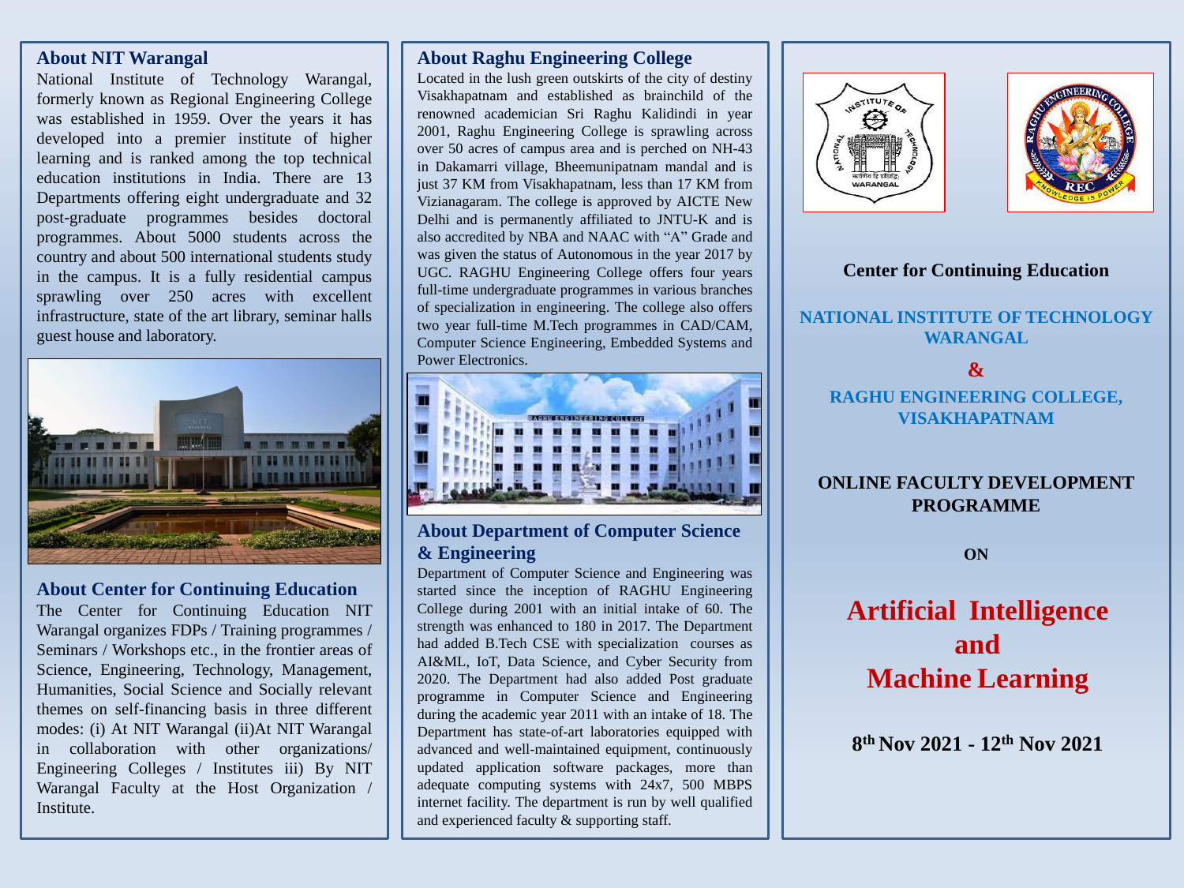## About NIT Warangal

National Institute of Technology Warangal, formerly known as Regional Engineering College was established in 1959. Over the years it has developed into a premier institute of higher learning and is ranked among the top technical education institutions in India. There are 13 Departments offering eight undergraduate and 32 post-graduate programmes besides doctoral programmes. About 5000 students across the country and about 500 international students study in the campus. It is a fully residential campus sprawling over 250 acres with excellent infrastructure, state of the art library, seminar halls guest house and laboratory.

## About Center for Continuing Education

The Center for Continuing Education NIT Warangal organizes FDPs / Training programmes / Seminars / Workshops etc., in the frontier areas of Science, Engineering, Technology, Management, Humanities, Social Science and Socially relevant themes on self-financing basis in three different modes: (i) At NIT Warangal (ii)At NIT Warangal in collaboration with other organizations/ Engineering Colleges / Institutes iii) By NIT Warangal Faculty at the Host Organization / Institute.

## About Raghu Engineering College

Located in the lush green outskirts of the city of destiny Visakhapatnam and established as brainchild of the renowned academician Sri Raghu Kalidindi in year 2001, Raghu Engineering College is sprawling across over 50 acres of campus area and is perched on NH-43 in Dakamarri village, Bheemunipatnam mandal and is just 37 KM from Visakhapatnam, less than 17 KM from Vizianagaram. The college is approved by AICTE New Delhi and is permanently affiliated to JNTU-K and is also accredited by NBA and NAAC with "A" Grade and was given the status of Autonomous in the year 2017 by UGC. RAGHU Engineering College offers four years full-time undergraduate programmes in various branches of specialization in engineering. The college also offers two year full-time M.Tech programmes in CAD/CAM, Computer Science Engineering, Embedded Systems and Power Electronics.

## About Department of Computer Science & Engineering

Department of Computer Science and Engineering was started since the inception of RAGHU Engineering College during 2001 with an initial intake of 60. The strength was enhanced to 180 in 2017. The Department had added B.Tech CSE with specialization courses as AI&ML, IoT, Data Science, and Cyber Security from 2020. The Department had also added Post graduate programme in Computer Science and Engineering during the academic year 2011 with an intake of 18. The Department has state-of-art laboratories equipped with advanced and well-maintained equipment, continuously updated application software packages, more than adequate computing systems with 24x7, 500 MBPS internet facility. The department is run by well qualified and experienced faculty & supporting staff.

**Center for Continuing Education**

**NATIONAL INSTITUTE OF TECHNOLOGY WARANGAL**

**&**

**RAGHU ENGINEERING COLLEGE, VISAKHAPATNAM**

**ONLINE FACULTY DEVELOPMENT PROGRAMME**

**ON**

# Artificial Intelligence and Machine Learning

**8th Nov 2021 - 12th Nov 2021**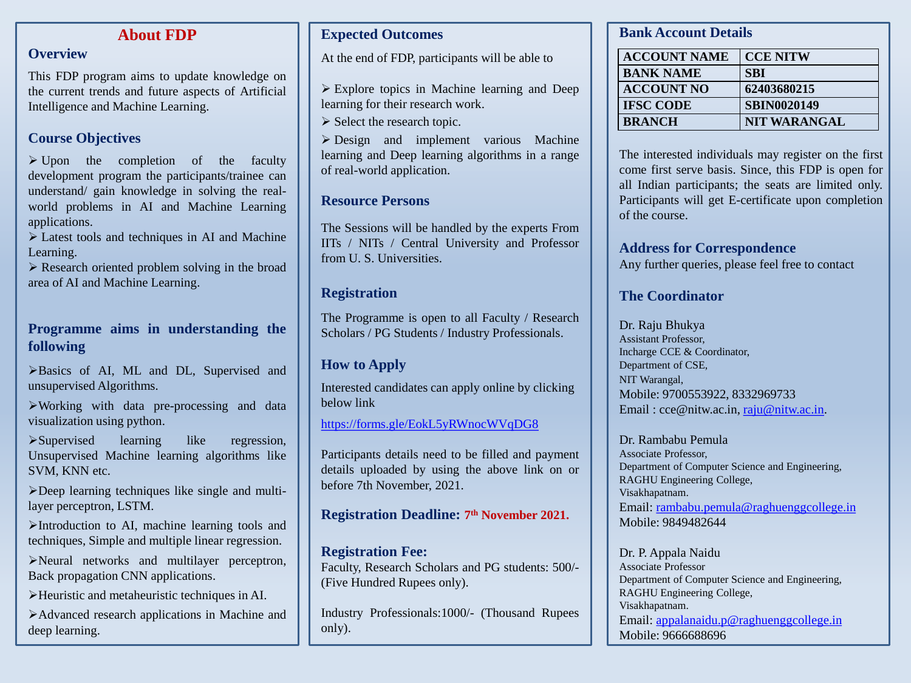# About FDP

## Overview

This FDP program aims to update knowledge on the current trends and future aspects of Artificial Intelligence and Machine Learning.

## Course Objectives

➢ Upon the completion of the faculty development program the participants/trainee can understand/ gain knowledge in solving the real-world problems in AI and Machine Learning applications.
➢ Latest tools and techniques in AI and Machine Learning.
➢ Research oriented problem solving in the broad area of AI and Machine Learning.

## Programme aims in understanding the following

➢Basics of AI, ML and DL, Supervised and unsupervised Algorithms.

➢Working with data pre-processing and data visualization using python.

➢Supervised learning like regression, Unsupervised Machine learning algorithms like SVM, KNN etc.

➢Deep learning techniques like single and multi-layer perceptron, LSTM.

➢Introduction to AI, machine learning tools and techniques, Simple and multiple linear regression.

➢Neural networks and multilayer perceptron, Back propagation CNN applications.

➢Heuristic and metaheuristic techniques in AI.

➢Advanced research applications in Machine and deep learning.

## Expected Outcomes

At the end of FDP, participants will be able to

➢ Explore topics in Machine learning and Deep learning for their research work.
➢ Select the research topic.
➢ Design and implement various Machine learning and Deep learning algorithms in a range of real-world application.

## Resource Persons

The Sessions will be handled by the experts From IITs / NITs / Central University and Professor from U. S. Universities.

## Registration

The Programme is open to all Faculty / Research Scholars / PG Students / Industry Professionals.

## How to Apply

Interested candidates can apply online by clicking below link

https://forms.gle/EokL5yRWnocWVqDG8

Participants details need to be filled and payment details uploaded by using the above link on or before 7th November, 2021.

## Registration Deadline: 7th November 2021.

## Registration Fee:

Faculty, Research Scholars and PG students: 500/- (Five Hundred Rupees only).

Industry Professionals:1000/- (Thousand Rupees only).

## Bank Account Details

| | |
|---|---|
| **ACCOUNT NAME** | **CCE NITW** |
| **BANK NAME** | **SBI** |
| **ACCOUNT NO** | **62403680215** |
| **IFSC CODE** | **SBIN0020149** |
| **BRANCH** | **NIT WARANGAL** |

The interested individuals may register on the first come first serve basis. Since, this FDP is open for all Indian participants; the seats are limited only. Participants will get E-certificate upon completion of the course.

## Address for Correspondence

Any further queries, please feel free to contact

## The Coordinator

Dr. Raju Bhukya
Assistant Professor,
Incharge CCE & Coordinator,
Department of CSE,
NIT Warangal,
Mobile: 9700553922, 8332969733
Email : cce@nitw.ac.in, raju@nitw.ac.in.

Dr. Rambabu Pemula
Associate Professor,
Department of Computer Science and Engineering,
RAGHU Engineering College,
Visakhapatnam.
Email: rambabu.pemula@raghuenggcollege.in
Mobile: 9849482644

Dr. P. Appala Naidu
Associate Professor
Department of Computer Science and Engineering,
RAGHU Engineering College,
Visakhapatnam.
Email: appalanaidu.p@raghuenggcollege.in
Mobile: 9666688696